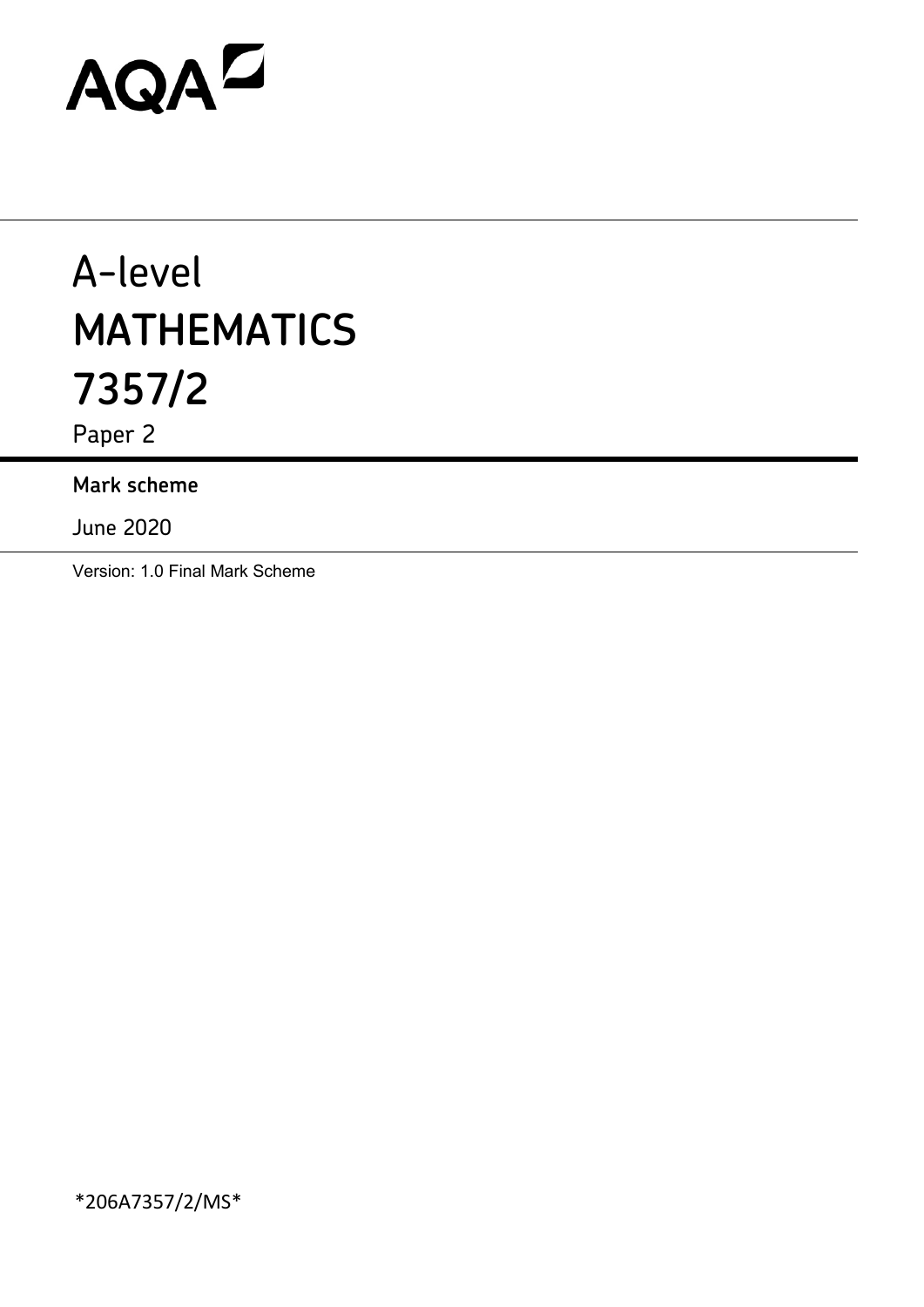AQA

# A-level
# MATHEMATICS
# 7357/2

Paper 2

**Mark scheme**

June 2020

Version: 1.0 Final Mark Scheme

*206A7357/2/MS*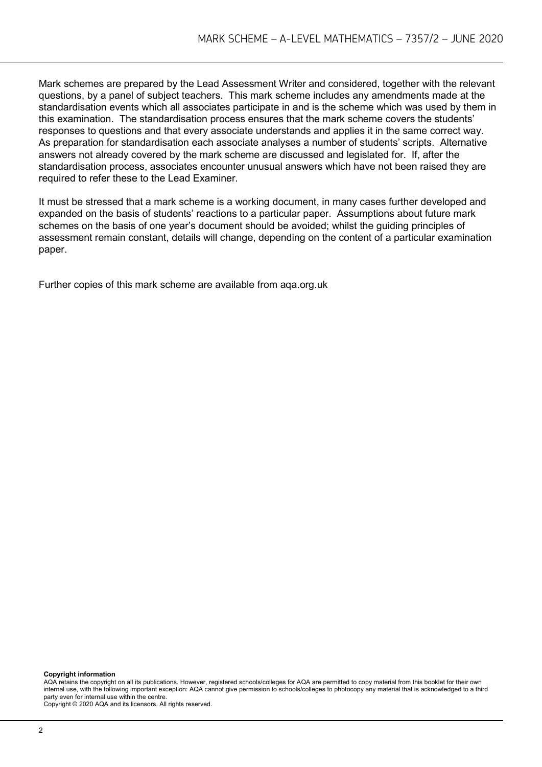Mark schemes are prepared by the Lead Assessment Writer and considered, together with the relevant questions, by a panel of subject teachers. This mark scheme includes any amendments made at the standardisation events which all associates participate in and is the scheme which was used by them in this examination. The standardisation process ensures that the mark scheme covers the students' responses to questions and that every associate understands and applies it in the same correct way. As preparation for standardisation each associate analyses a number of students' scripts. Alternative answers not already covered by the mark scheme are discussed and legislated for. If, after the standardisation process, associates encounter unusual answers which have not been raised they are required to refer these to the Lead Examiner.

It must be stressed that a mark scheme is a working document, in many cases further developed and expanded on the basis of students' reactions to a particular paper. Assumptions about future mark schemes on the basis of one year's document should be avoided; whilst the guiding principles of assessment remain constant, details will change, depending on the content of a particular examination paper.

Further copies of this mark scheme are available from aqa.org.uk

**Copyright information**

AQA retains the copyright on all its publications. However, registered schools/colleges for AQA are permitted to copy material from this booklet for their own internal use, with the following important exception: AQA cannot give permission to schools/colleges to photocopy any material that is acknowledged to a third party even for internal use within the centre.

Copyright © 2020 AQA and its licensors. All rights reserved.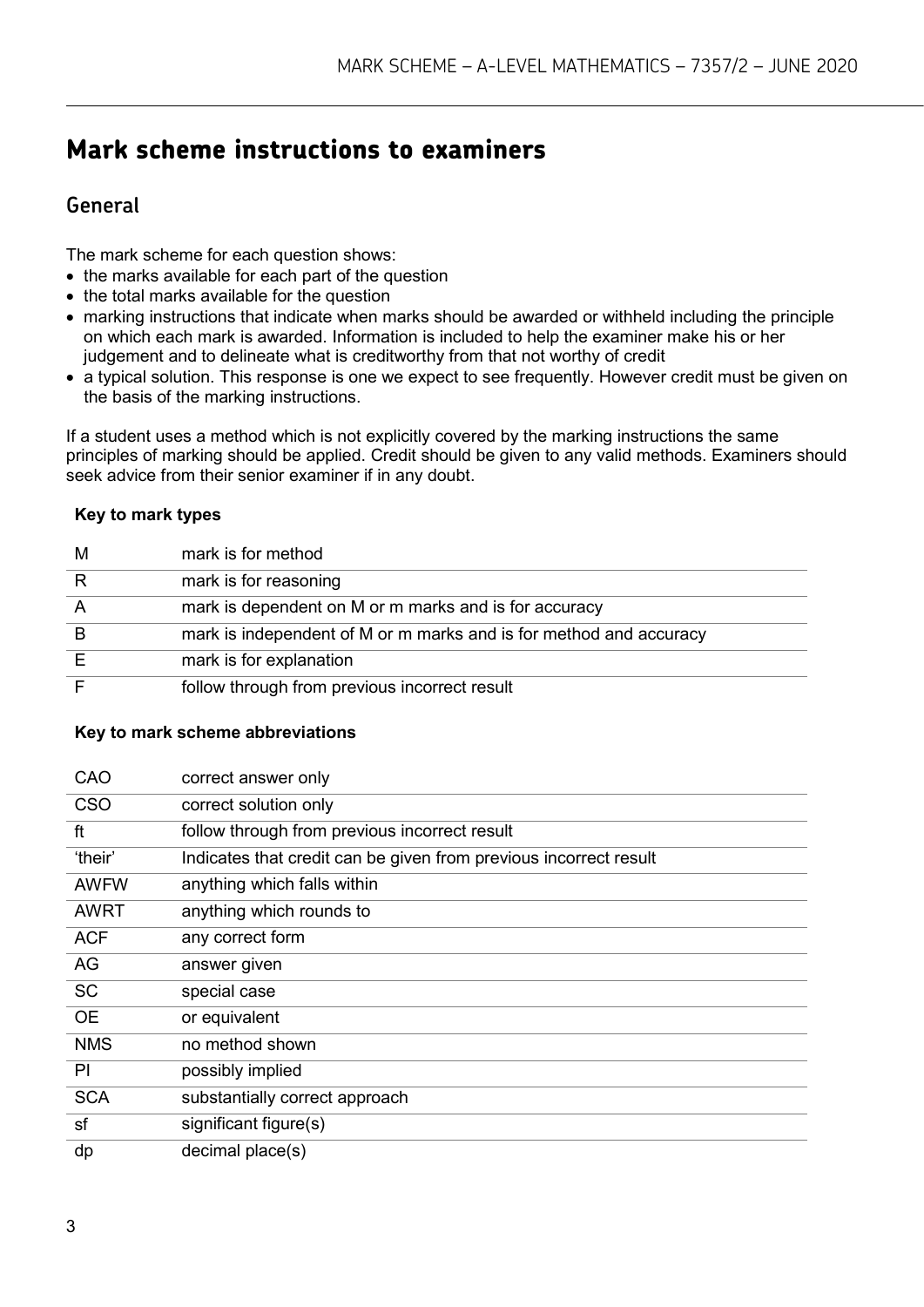# Mark scheme instructions to examiners

## General

The mark scheme for each question shows:

- the marks available for each part of the question
- the total marks available for the question
- marking instructions that indicate when marks should be awarded or withheld including the principle on which each mark is awarded. Information is included to help the examiner make his or her judgement and to delineate what is creditworthy from that not worthy of credit
- a typical solution. This response is one we expect to see frequently. However credit must be given on the basis of the marking instructions.

If a student uses a method which is not explicitly covered by the marking instructions the same principles of marking should be applied. Credit should be given to any valid methods. Examiners should seek advice from their senior examiner if in any doubt.

**Key to mark types**

| | |
|---|---|
| M | mark is for method |
| R | mark is for reasoning |
| A | mark is dependent on M or m marks and is for accuracy |
| B | mark is independent of M or m marks and is for method and accuracy |
| E | mark is for explanation |
| F | follow through from previous incorrect result |

**Key to mark scheme abbreviations**

| | |
|---|---|
| CAO | correct answer only |
| CSO | correct solution only |
| ft | follow through from previous incorrect result |
| 'their' | Indicates that credit can be given from previous incorrect result |
| AWFW | anything which falls within |
| AWRT | anything which rounds to |
| ACF | any correct form |
| AG | answer given |
| SC | special case |
| OE | or equivalent |
| NMS | no method shown |
| PI | possibly implied |
| SCA | substantially correct approach |
| sf | significant figure(s) |
| dp | decimal place(s) |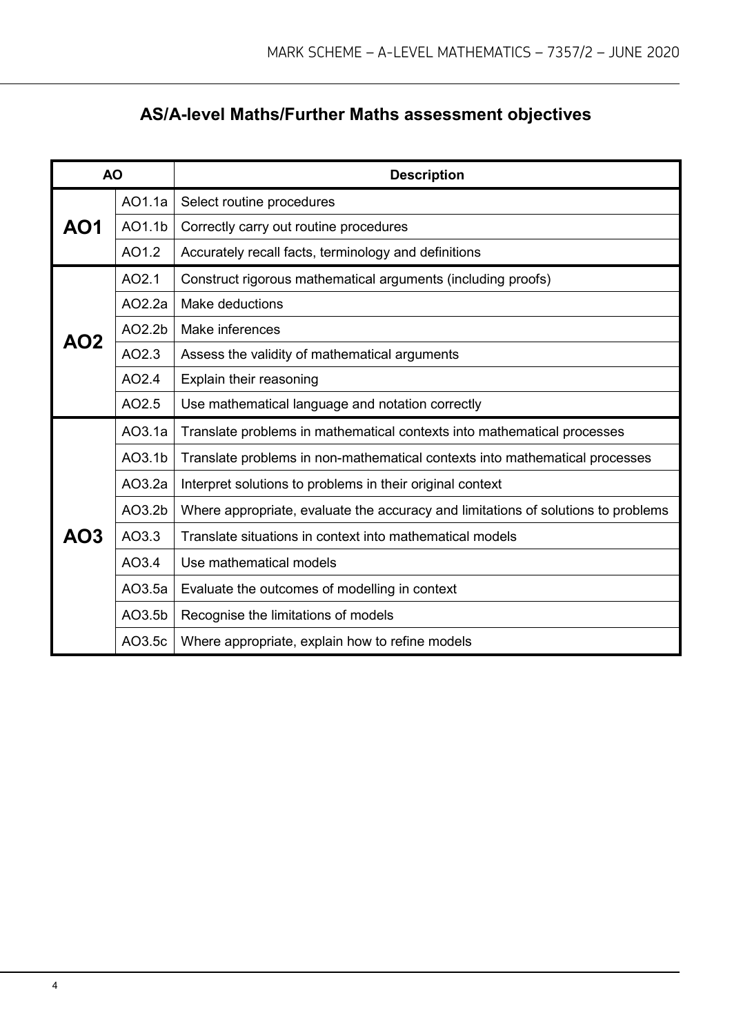## AS/A-level Maths/Further Maths assessment objectives

| AO | | Description |
|---|---|---|
| **AO1** | AO1.1a | Select routine procedures |
| | AO1.1b | Correctly carry out routine procedures |
| | AO1.2 | Accurately recall facts, terminology and definitions |
| **AO2** | AO2.1 | Construct rigorous mathematical arguments (including proofs) |
| | AO2.2a | Make deductions |
| | AO2.2b | Make inferences |
| | AO2.3 | Assess the validity of mathematical arguments |
| | AO2.4 | Explain their reasoning |
| | AO2.5 | Use mathematical language and notation correctly |
| **AO3** | AO3.1a | Translate problems in mathematical contexts into mathematical processes |
| | AO3.1b | Translate problems in non-mathematical contexts into mathematical processes |
| | AO3.2a | Interpret solutions to problems in their original context |
| | AO3.2b | Where appropriate, evaluate the accuracy and limitations of solutions to problems |
| | AO3.3 | Translate situations in context into mathematical models |
| | AO3.4 | Use mathematical models |
| | AO3.5a | Evaluate the outcomes of modelling in context |
| | AO3.5b | Recognise the limitations of models |
| | AO3.5c | Where appropriate, explain how to refine models |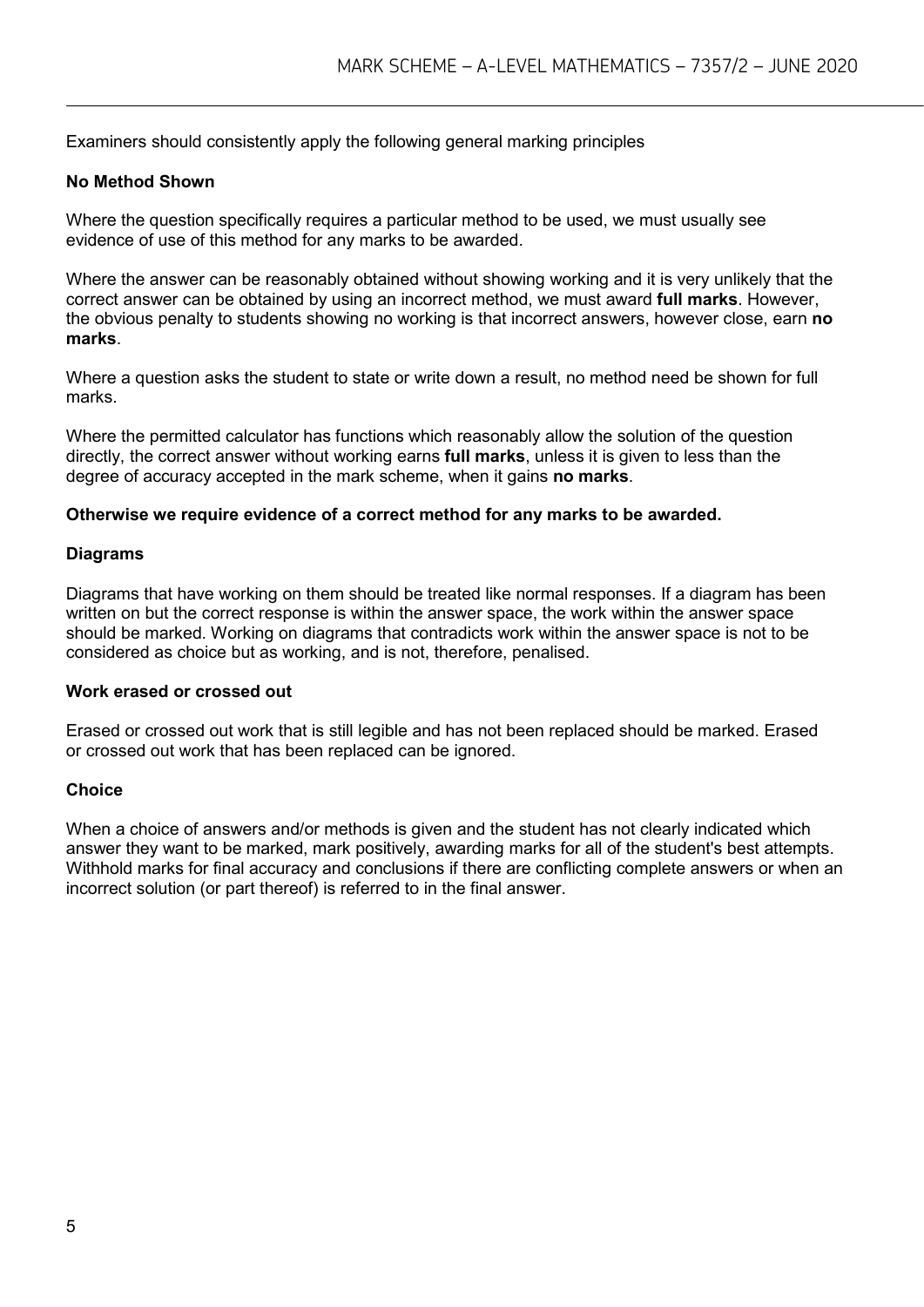Examiners should consistently apply the following general marking principles

**No Method Shown**

Where the question specifically requires a particular method to be used, we must usually see evidence of use of this method for any marks to be awarded.

Where the answer can be reasonably obtained without showing working and it is very unlikely that the correct answer can be obtained by using an incorrect method, we must award **full marks**. However, the obvious penalty to students showing no working is that incorrect answers, however close, earn **no marks**.

Where a question asks the student to state or write down a result, no method need be shown for full marks.

Where the permitted calculator has functions which reasonably allow the solution of the question directly, the correct answer without working earns **full marks**, unless it is given to less than the degree of accuracy accepted in the mark scheme, when it gains **no marks**.

**Otherwise we require evidence of a correct method for any marks to be awarded.**

**Diagrams**

Diagrams that have working on them should be treated like normal responses. If a diagram has been written on but the correct response is within the answer space, the work within the answer space should be marked. Working on diagrams that contradicts work within the answer space is not to be considered as choice but as working, and is not, therefore, penalised.

**Work erased or crossed out**

Erased or crossed out work that is still legible and has not been replaced should be marked. Erased or crossed out work that has been replaced can be ignored.

**Choice**

When a choice of answers and/or methods is given and the student has not clearly indicated which answer they want to be marked, mark positively, awarding marks for all of the student's best attempts. Withhold marks for final accuracy and conclusions if there are conflicting complete answers or when an incorrect solution (or part thereof) is referred to in the final answer.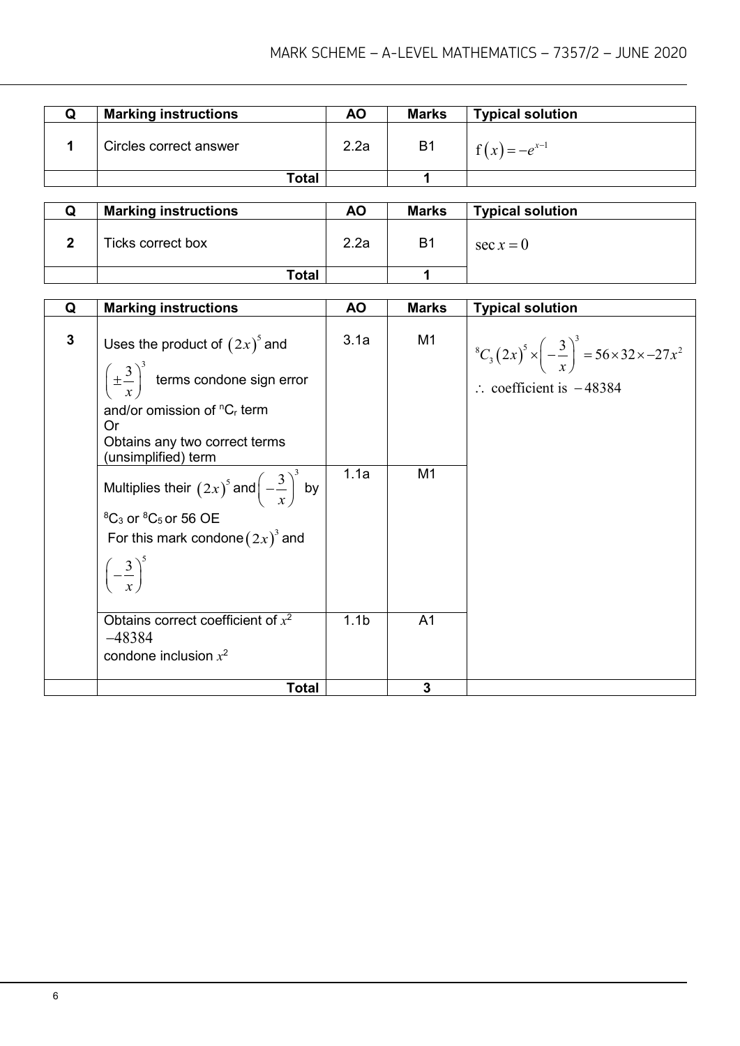| Q | Marking instructions | AO | Marks | Typical solution |
|---|---|---|---|---|
| 1 | Circles correct answer | 2.2a | B1 | $\mathrm{f}(x) = -e^{x-1}$ |
| | **Total** | | **1** | |

| Q | Marking instructions | AO | Marks | Typical solution |
|---|---|---|---|---|
| 2 | Ticks correct box | 2.2a | B1 | $\sec x = 0$ |
| | **Total** | | **1** | |

| Q | Marking instructions | AO | Marks | Typical solution |
|---|---|---|---|---|
| 3 | Uses the product of $(2x)^5$ and $\left(\pm\frac{3}{x}\right)^3$ terms condone sign error and/or omission of ${}^nC_r$ term<br>Or<br>Obtains any two correct terms (unsimplified) term | 3.1a | M1 | ${}^8C_3(2x)^5 \times \left(-\frac{3}{x}\right)^3 = 56 \times 32 \times -27x^2$<br>$\therefore$ coefficient is $-48384$ |
| | Multiplies their $(2x)^5$ and $\left(-\frac{3}{x}\right)^3$ by ${}^8C_3$ or ${}^8C_5$ or 56 OE<br>For this mark condone $(2x)^3$ and $\left(-\frac{3}{x}\right)^5$ | 1.1a | M1 | |
| | Obtains correct coefficient of $x^2$<br>$-48384$<br>condone inclusion $x^2$ | 1.1b | A1 | |
| | **Total** | | **3** | |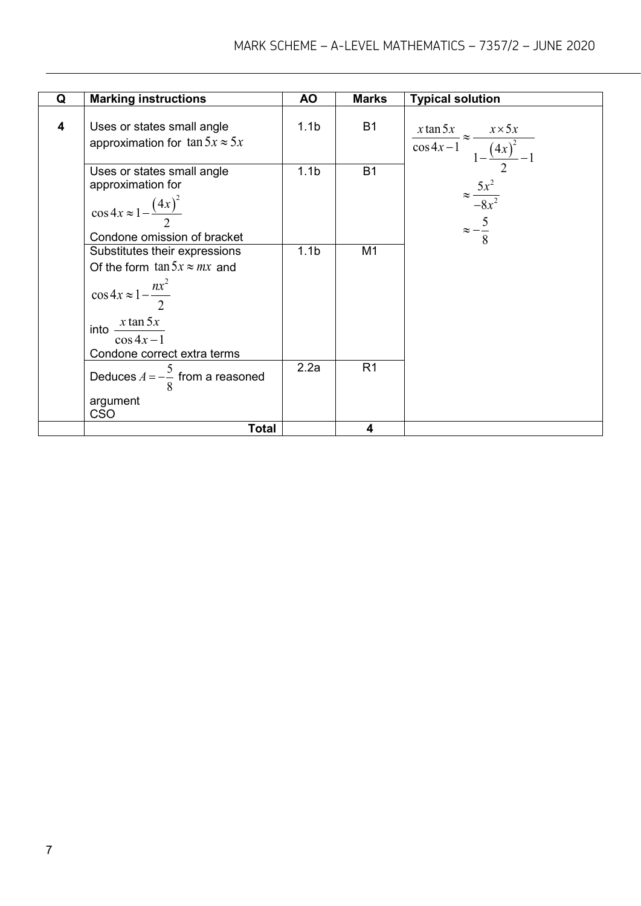| Q | Marking instructions | AO | Marks | Typical solution |
|---|---|---|---|---|
| **4** | Uses or states small angle approximation for $\tan 5x \approx 5x$ | 1.1b | B1 | $\dfrac{x\tan 5x}{\cos 4x - 1} \approx \dfrac{x \times 5x}{1 - \dfrac{(4x)^2}{2} - 1}$ $\approx \dfrac{5x^2}{-8x^2}$ $\approx -\dfrac{5}{8}$ |
| | Uses or states small angle approximation for $\cos 4x \approx 1 - \dfrac{(4x)^2}{2}$ Condone omission of bracket | 1.1b | B1 | |
| | Substitutes their expressions Of the form $\tan 5x \approx mx$ and $\cos 4x \approx 1 - \dfrac{nx^2}{2}$ into $\dfrac{x\tan 5x}{\cos 4x - 1}$ Condone correct extra terms | 1.1b | M1 | |
| | Deduces $A = -\dfrac{5}{8}$ from a reasoned argument CSO | 2.2a | R1 | |
| | **Total** | | **4** | |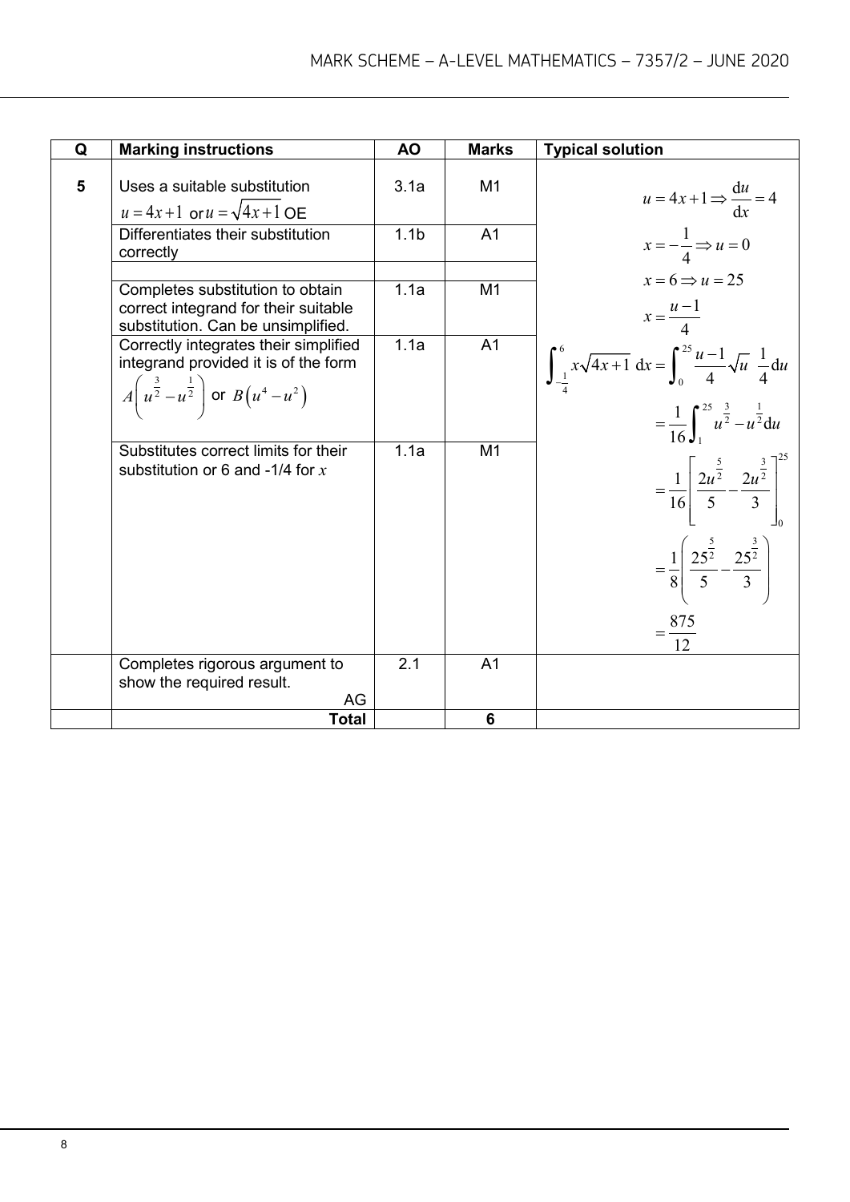| Q | Marking instructions | AO | Marks | Typical solution |
|---|---|---|---|---|
| 5 | Uses a suitable substitution $u = 4x+1$ or $u = \sqrt{4x+1}$ OE | 3.1a | M1 | $u = 4x+1 \Rightarrow \dfrac{du}{dx} = 4$<br>$x = -\dfrac{1}{4} \Rightarrow u = 0$<br>$x = 6 \Rightarrow u = 25$<br>$x = \dfrac{u-1}{4}$<br>$\displaystyle\int_{-\frac{1}{4}}^{6} x\sqrt{4x+1}\ dx = \int_{0}^{25} \frac{u-1}{4}\sqrt{u}\ \frac{1}{4}du$<br>$\displaystyle = \frac{1}{16}\int_{1}^{25} u^{\frac{3}{2}} - u^{\frac{1}{2}} du$<br>$\displaystyle = \frac{1}{16}\left[\frac{2u^{\frac{5}{2}}}{5} - \frac{2u^{\frac{3}{2}}}{3}\right]_{0}^{25}$<br>$\displaystyle = \frac{1}{8}\left(\frac{25^{\frac{5}{2}}}{5} - \frac{25^{\frac{3}{2}}}{3}\right)$<br>$\displaystyle = \frac{875}{12}$ |
| | Differentiates their substitution correctly | 1.1b | A1 | |
| | | | | |
| | Completes substitution to obtain correct integrand for their suitable substitution. Can be unsimplified. | 1.1a | M1 | |
| | Correctly integrates their simplified integrand provided it is of the form $A\left(u^{\frac{3}{2}} - u^{\frac{1}{2}}\right)$ or $B\left(u^4 - u^2\right)$ | 1.1a | A1 | |
| | Substitutes correct limits for their substitution or 6 and -1/4 for $x$ | 1.1a | M1 | |
| | Completes rigorous argument to show the required result. AG | 2.1 | A1 | |
| | **Total** | | **6** | |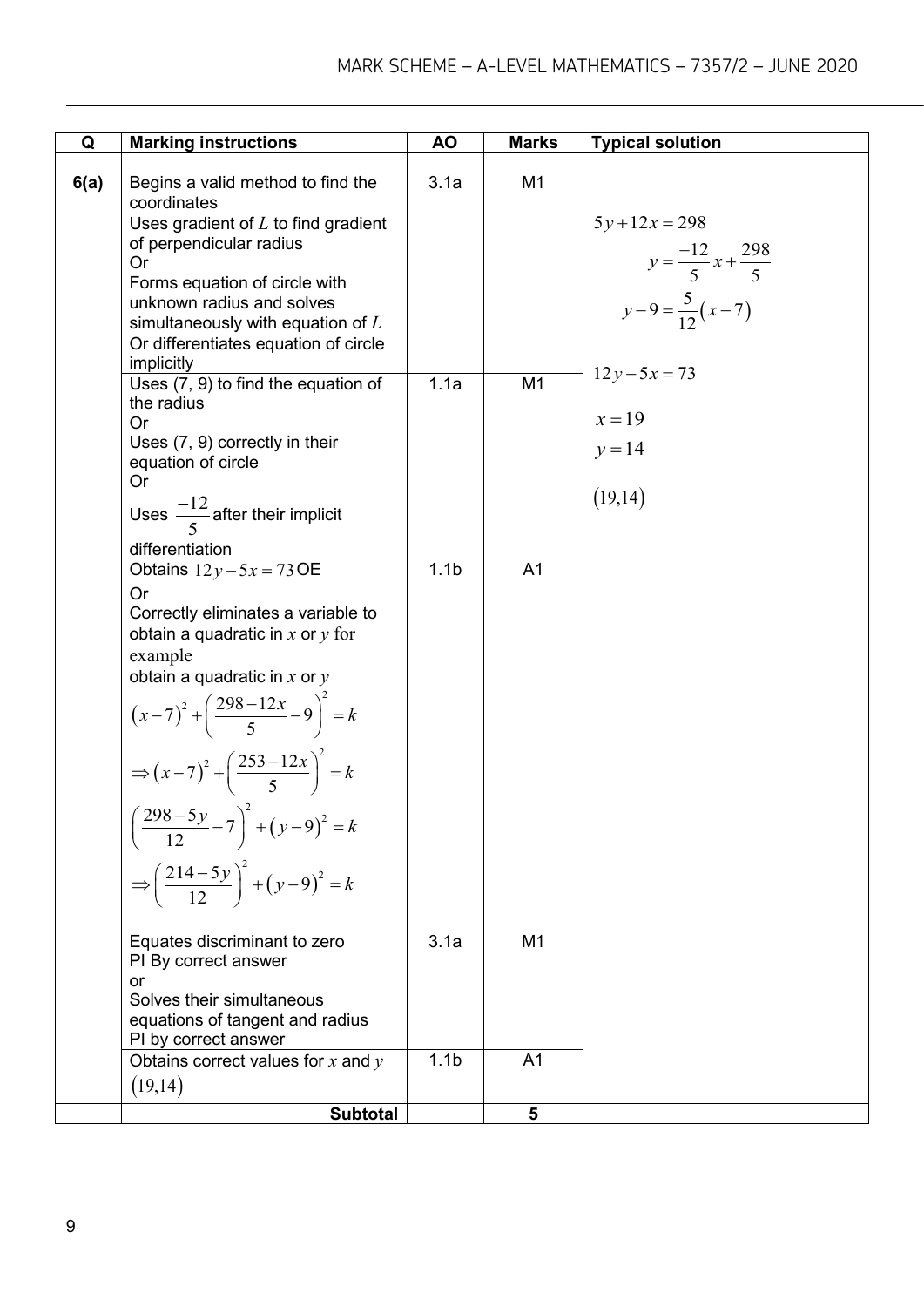| Q | Marking instructions | AO | Marks | Typical solution |
|---|---|---|---|---|
| 6(a) | Begins a valid method to find the coordinates<br>Uses gradient of $L$ to find gradient of perpendicular radius<br>Or<br>Forms equation of circle with unknown radius and solves simultaneously with equation of $L$<br>Or differentiates equation of circle implicitly | 3.1a | M1 | $5y+12x=298$<br>$y=\frac{-12}{5}x+\frac{298}{5}$<br>$y-9=\frac{5}{12}(x-7)$<br><br>$12y-5x=73$<br><br>$x=19$<br>$y=14$<br><br>$(19,14)$ |
| | Uses (7, 9) to find the equation of the radius<br>Or<br>Uses (7, 9) correctly in their equation of circle<br>Or<br>Uses $\frac{-12}{5}$ after their implicit differentiation | 1.1a | M1 | |
| | Obtains $12y-5x=73$ OE<br>Or<br>Correctly eliminates a variable to obtain a quadratic in $x$ or $y$ for example<br>obtain a quadratic in $x$ or $y$<br>$(x-7)^2+\left(\frac{298-12x}{5}-9\right)^2=k$<br>$\Rightarrow (x-7)^2+\left(\frac{253-12x}{5}\right)^2=k$<br>$\left(\frac{298-5y}{12}-7\right)^2+(y-9)^2=k$<br>$\Rightarrow \left(\frac{214-5y}{12}\right)^2+(y-9)^2=k$ | 1.1b | A1 | |
| | Equates discriminant to zero<br>PI By correct answer<br>or<br>Solves their simultaneous equations of tangent and radius<br>PI by correct answer | 3.1a | M1 | |
| | Obtains correct values for $x$ and $y$<br>$(19,14)$ | 1.1b | A1 | |
| | **Subtotal** | | **5** | |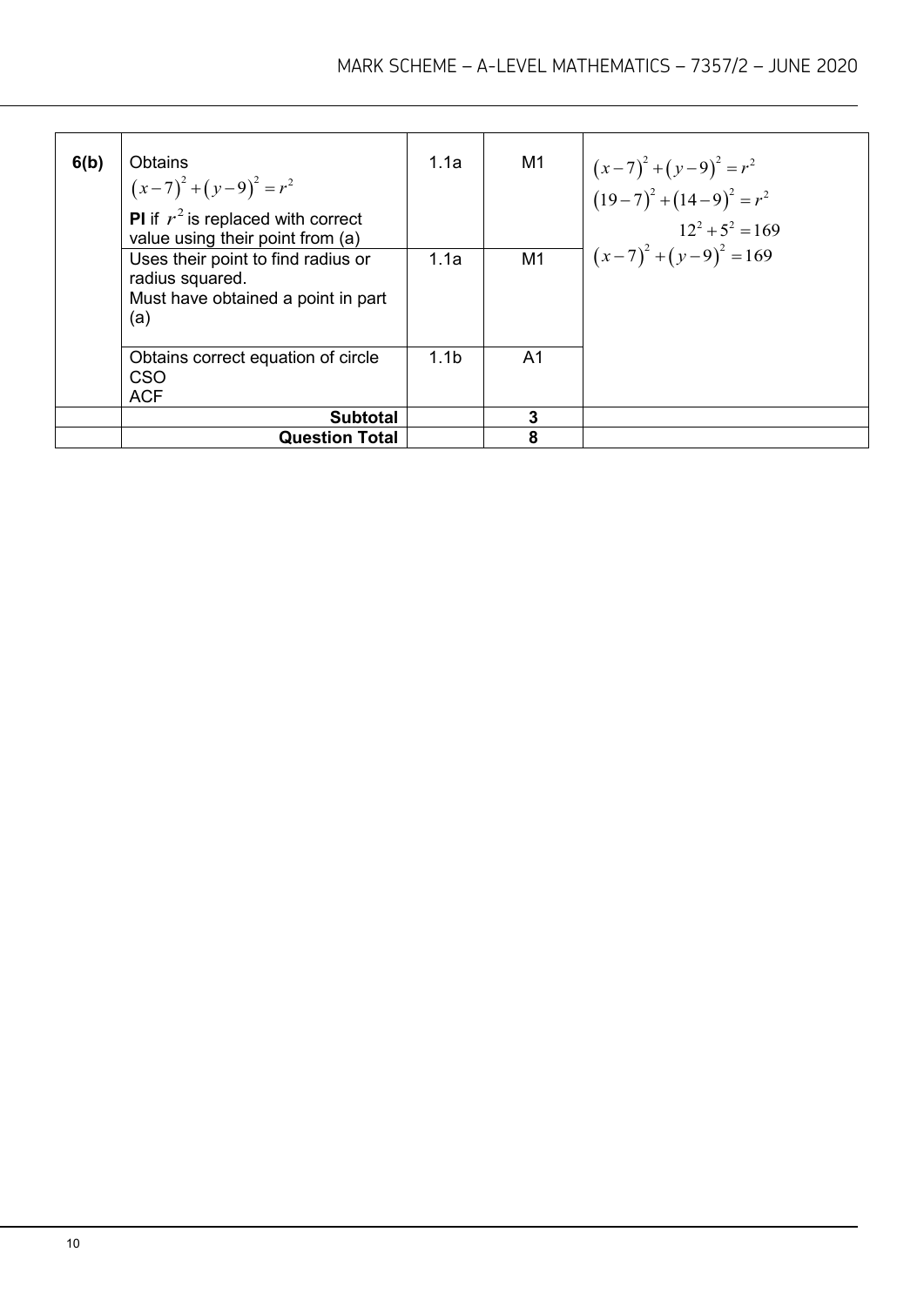| Q | Marking Instructions | AO | Marks | Typical Solution |
| --- | --- | --- | --- | --- |
| 6(b) | Obtains $(x-7)^2+(y-9)^2=r^2$ **PI** if $r^2$ is replaced with correct value using their point from (a) | 1.1a | M1 | $(x-7)^2+(y-9)^2=r^2$ $(19-7)^2+(14-9)^2=r^2$ $12^2+5^2=169$ $(x-7)^2+(y-9)^2=169$ |
| | Uses their point to find radius or radius squared. Must have obtained a point in part (a) | 1.1a | M1 | |
| | Obtains correct equation of circle CSO ACF | 1.1b | A1 | |
| | **Subtotal** | | **3** | |
| | **Question Total** | | **8** | |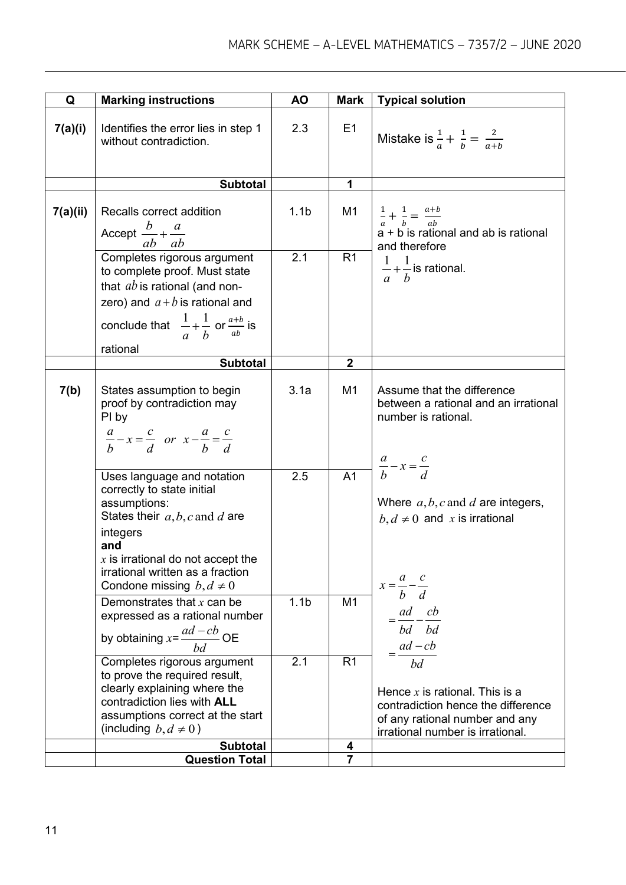| Q | Marking instructions | AO | Mark | Typical solution |
|---|---|---|---|---|
| 7(a)(i) | Identifies the error lies in step 1 without contradiction. | 2.3 | E1 | Mistake is $\frac{1}{a}+\frac{1}{b}=\frac{2}{a+b}$ |
| | **Subtotal** | | 1 | |
| 7(a)(ii) | Recalls correct addition<br>Accept $\frac{b}{ab}+\frac{a}{ab}$ | 1.1b | M1 | $\frac{1}{a}+\frac{1}{b}=\frac{a+b}{ab}$<br>a + b is rational and ab is rational and therefore<br>$\frac{1}{a}+\frac{1}{b}$ is rational. |
| | Completes rigorous argument to complete proof. Must state that $ab$ is rational (and non-zero) and $a+b$ is rational and conclude that $\frac{1}{a}+\frac{1}{b}$ or $\frac{a+b}{ab}$ is rational | 2.1 | R1 | |
| | **Subtotal** | | 2 | |
| 7(b) | States assumption to begin proof by contradiction may PI by<br>$\frac{a}{b}-x=\frac{c}{d}$ or $x-\frac{a}{b}=\frac{c}{d}$ | 3.1a | M1 | Assume that the difference between a rational and an irrational number is rational.<br><br>$\frac{a}{b}-x=\frac{c}{d}$<br><br>Where $a, b, c$ and $d$ are integers, $b, d \neq 0$ and $x$ is irrational<br><br>$x=\frac{a}{b}-\frac{c}{d}$<br>$=\frac{ad}{bd}-\frac{cb}{bd}$<br>$=\frac{ad-cb}{bd}$<br><br>Hence $x$ is rational. This is a contradiction hence the difference of any rational number and any irrational number is irrational. |
| | Uses language and notation correctly to state initial assumptions:<br>States their $a, b, c$ and $d$ are integers<br>**and**<br>$x$ is irrational do not accept the irrational written as a fraction<br>Condone missing $b, d \neq 0$ | 2.5 | A1 | |
| | Demonstrates that $x$ can be expressed as a rational number by obtaining $x=\frac{ad-cb}{bd}$ OE | 1.1b | M1 | |
| | Completes rigorous argument to prove the required result, clearly explaining where the contradiction lies with **ALL** assumptions correct at the start (including $b, d \neq 0$) | 2.1 | R1 | |
| | **Subtotal** | | 4 | |
| | **Question Total** | | 7 | |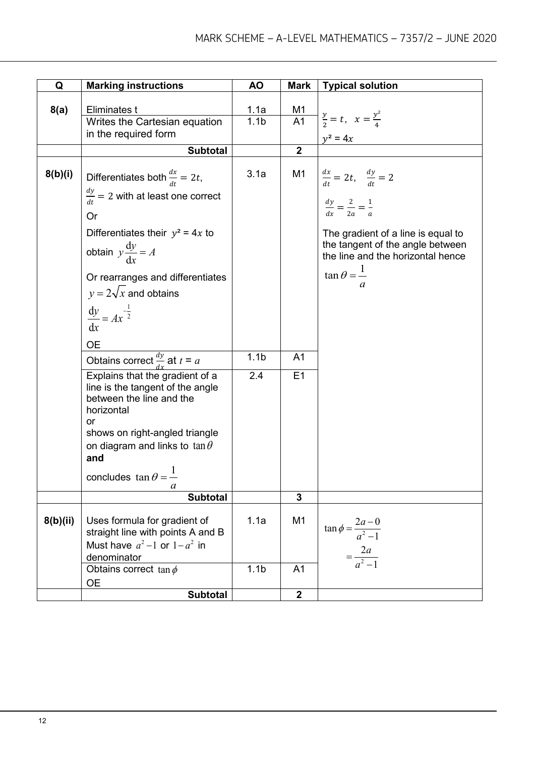| Q | Marking instructions | AO | Mark | Typical solution |
|---|---|---|---|---|
| 8(a) | Eliminates t | 1.1a | M1 | $\frac{y}{2} = t, \quad x = \frac{y^2}{4}$ |
| | Writes the Cartesian equation in the required form | 1.1b | A1 | $y^2 = 4x$ |
| | **Subtotal** | | **2** | |
| 8(b)(i) | Differentiates both $\frac{dx}{dt} = 2t$, $\frac{dy}{dt} = 2$ with at least one correct<br>Or<br>Differentiates their $y^2 = 4x$ to obtain $y\frac{dy}{dx} = A$<br>Or rearranges and differentiates $y = 2\sqrt{x}$ and obtains $\frac{dy}{dx} = Ax^{-\frac{1}{2}}$<br>OE | 3.1a | M1 | $\frac{dx}{dt} = 2t, \quad \frac{dy}{dt} = 2$<br>$\frac{dy}{dx} = \frac{2}{2a} = \frac{1}{a}$<br>The gradient of a line is equal to the tangent of the angle between the line and the horizontal hence<br>$\tan\theta = \frac{1}{a}$ |
| | Obtains correct $\frac{dy}{dx}$ at $t = a$ | 1.1b | A1 | |
| | Explains that the gradient of a line is the tangent of the angle between the line and the horizontal<br>or<br>shows on right-angled triangle on diagram and links to $\tan\theta$<br>**and**<br>concludes $\tan\theta = \frac{1}{a}$ | 2.4 | E1 | |
| | **Subtotal** | | **3** | |
| 8(b)(ii) | Uses formula for gradient of straight line with points A and B<br>Must have $a^2 - 1$ or $1 - a^2$ in denominator | 1.1a | M1 | $\tan\phi = \frac{2a - 0}{a^2 - 1}$<br>$= \frac{2a}{a^2 - 1}$ |
| | Obtains correct $\tan\phi$<br>OE | 1.1b | A1 | |
| | **Subtotal** | | **2** | |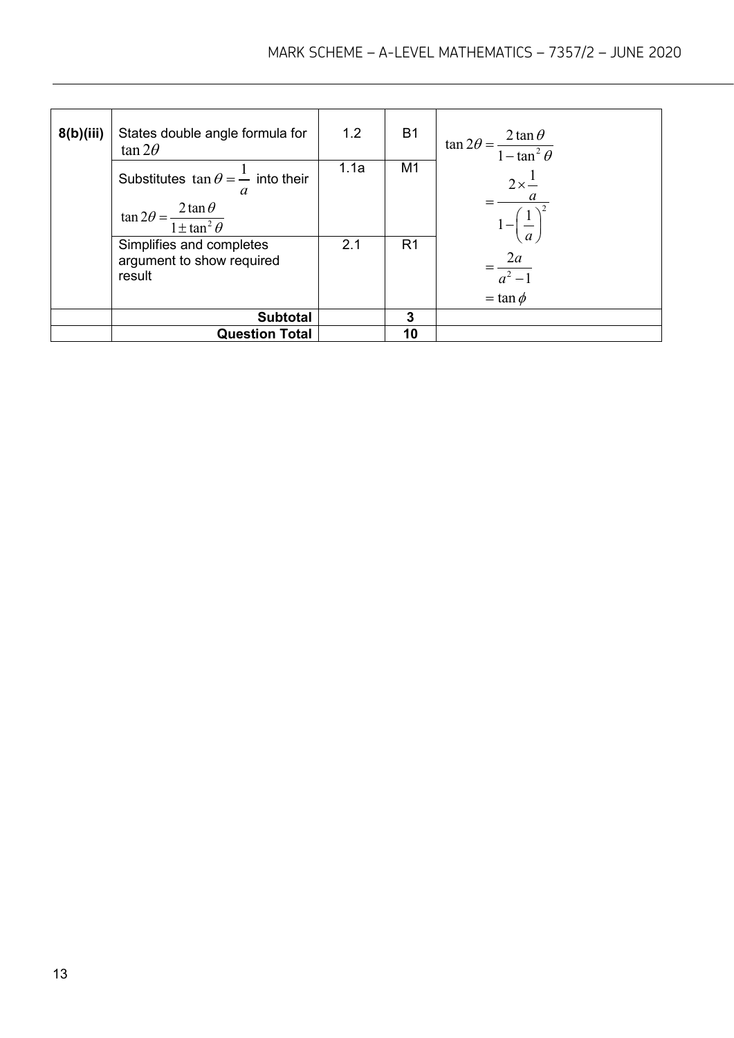| Q | Marking instructions | AO | Marks | Typical solution |
|---|---|---|---|---|
| **8(b)(iii)** | States double angle formula for $\tan 2\theta$ | 1.2 | B1 | $\tan 2\theta = \dfrac{2\tan\theta}{1-\tan^2\theta}$ |
| | Substitutes $\tan\theta = \dfrac{1}{a}$ into their $\tan 2\theta = \dfrac{2\tan\theta}{1 \pm \tan^2\theta}$ | 1.1a | M1 | $= \dfrac{2 \times \dfrac{1}{a}}{1-\left(\dfrac{1}{a}\right)^2}$ |
| | Simplifies and completes argument to show required result | 2.1 | R1 | $= \dfrac{2a}{a^2-1}$ <br> $= \tan\phi$ |
| | **Subtotal** | | **3** | |
| | **Question Total** | | **10** | |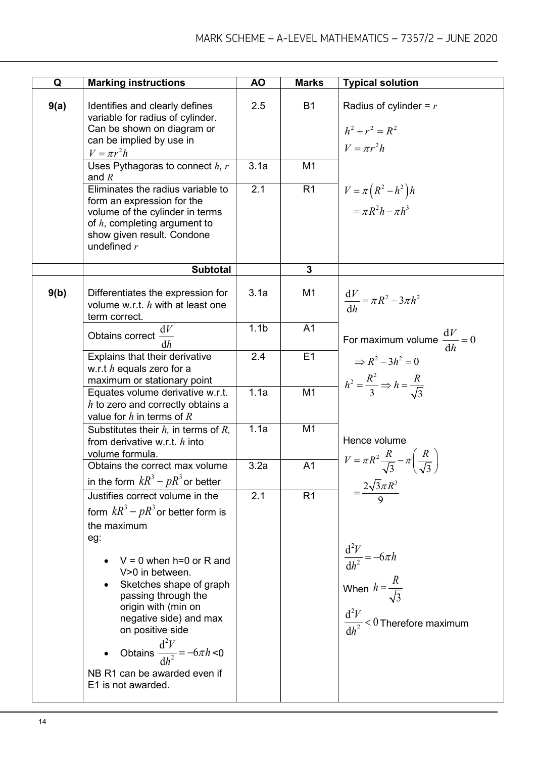| Q | Marking instructions | AO | Marks | Typical solution |
|---|---|---|---|---|
| 9(a) | Identifies and clearly defines variable for radius of cylinder. Can be shown on diagram or can be implied by use in $V = \pi r^2 h$ | 2.5 | B1 | Radius of cylinder = $r$ <br> $h^2 + r^2 = R^2$ <br> $V = \pi r^2 h$ |
| | Uses Pythagoras to connect $h$, $r$ and $R$ | 3.1a | M1 | |
| | Eliminates the radius variable to form an expression for the volume of the cylinder in terms of $h$, completing argument to show given result. Condone undefined $r$ | 2.1 | R1 | $V = \pi\left(R^2 - h^2\right)h$ <br> $= \pi R^2 h - \pi h^3$ |
| | **Subtotal** | | **3** | |
| 9(b) | Differentiates the expression for volume w.r.t. $h$ with at least one term correct. | 3.1a | M1 | $\frac{\mathrm{d}V}{\mathrm{d}h} = \pi R^2 - 3\pi h^2$ |
| | Obtains correct $\frac{\mathrm{d}V}{\mathrm{d}h}$ | 1.1b | A1 | For maximum volume $\frac{\mathrm{d}V}{\mathrm{d}h} = 0$ |
| | Explains that their derivative w.r.t $h$ equals zero for a maximum or stationary point | 2.4 | E1 | $\Rightarrow R^2 - 3h^2 = 0$ <br> $h^2 = \frac{R^2}{3} \Rightarrow h = \frac{R}{\sqrt{3}}$ |
| | Equates volume derivative w.r.t. $h$ to zero and correctly obtains a value for $h$ in terms of $R$ | 1.1a | M1 | |
| | Substitutes their $h$, in terms of $R$, from derivative w.r.t. $h$ into volume formula. | 1.1a | M1 | Hence volume <br> $V = \pi R^2 \frac{R}{\sqrt{3}} - \pi\left(\frac{R}{\sqrt{3}}\right)$ |
| | Obtains the correct max volume in the form $kR^3 - pR^3$ or better | 3.2a | A1 | $= \frac{2\sqrt{3}\pi R^3}{9}$ |
| | Justifies correct volume in the form $kR^3 - pR^3$ or better form is the maximum <br> eg: <br> • V = 0 when h=0 or R and V>0 in between. <br> • Sketches shape of graph passing through the origin with (min on negative side) and max on positive side <br> • Obtains $\frac{\mathrm{d}^2V}{\mathrm{d}h^2} = -6\pi h < 0$ <br> NB R1 can be awarded even if E1 is not awarded. | 2.1 | R1 | $\frac{\mathrm{d}^2V}{\mathrm{d}h^2} = -6\pi h$ <br> When $h = \frac{R}{\sqrt{3}}$ <br> $\frac{\mathrm{d}^2V}{\mathrm{d}h^2} < 0$ Therefore maximum |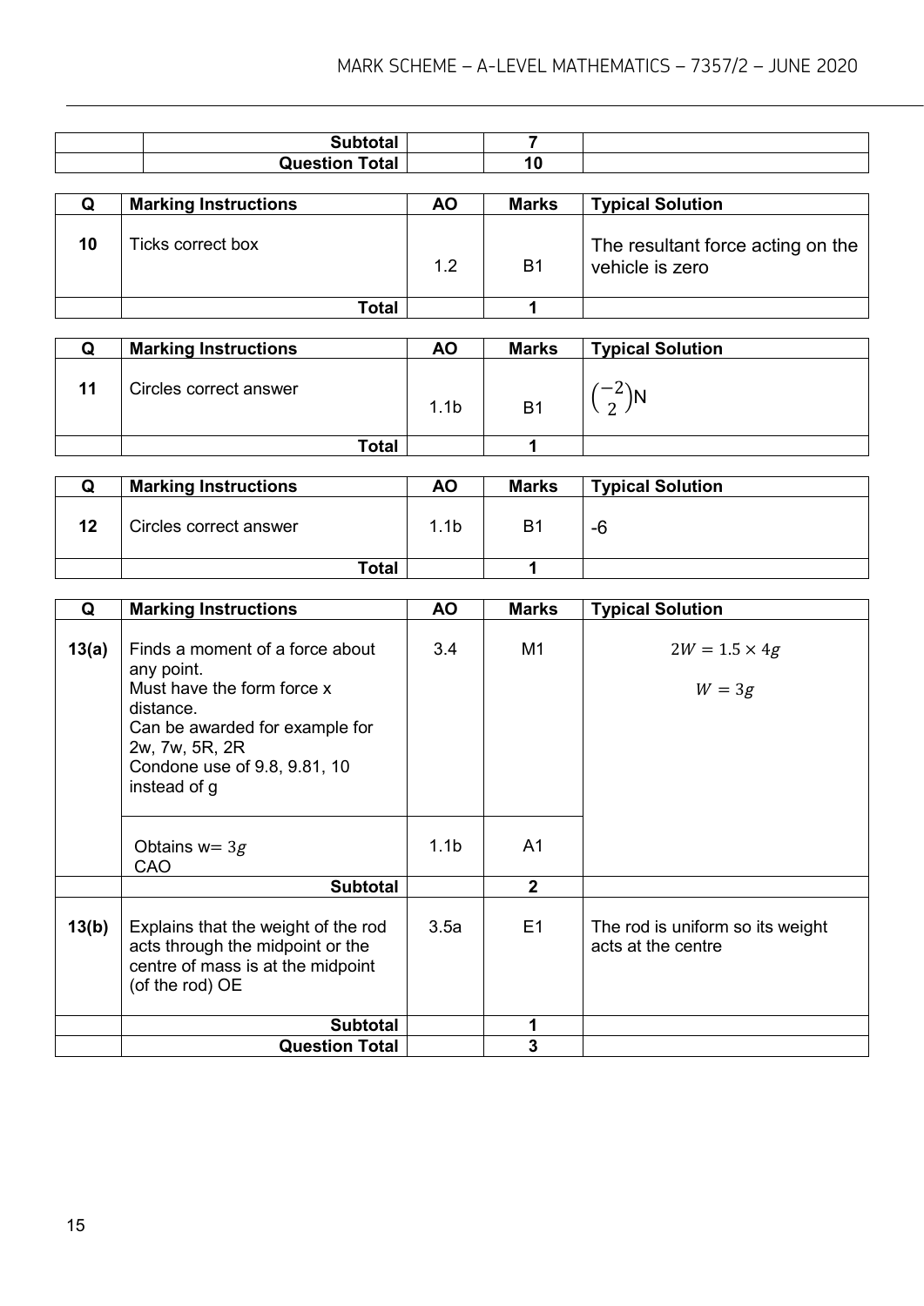| | | | | |
|---|---|---|---|---|
| | **Subtotal** | | **7** | |
| | **Question Total** | | **10** | |

| Q | Marking Instructions | AO | Marks | Typical Solution |
|---|---|---|---|---|
| **10** | Ticks correct box | 1.2 | B1 | The resultant force acting on the vehicle is zero |
| | **Total** | | **1** | |

| Q | Marking Instructions | AO | Marks | Typical Solution |
|---|---|---|---|---|
| **11** | Circles correct answer | 1.1b | B1 | $\begin{pmatrix} -2 \\ 2 \end{pmatrix}$N |
| | **Total** | | **1** | |

| Q | Marking Instructions | AO | Marks | Typical Solution |
|---|---|---|---|---|
| **12** | Circles correct answer | 1.1b | B1 | -6 |
| | **Total** | | **1** | |

| Q | Marking Instructions | AO | Marks | Typical Solution |
|---|---|---|---|---|
| **13(a)** | Finds a moment of a force about any point. Must have the form force x distance. Can be awarded for example for 2w, 7w, 5R, 2R Condone use of 9.8, 9.81, 10 instead of g | 3.4 | M1 | $2W = 1.5 \times 4g$ <br> $W = 3g$ |
| | Obtains w= $3g$ CAO | 1.1b | A1 | |
| | **Subtotal** | | **2** | |
| **13(b)** | Explains that the weight of the rod acts through the midpoint or the centre of mass is at the midpoint (of the rod) OE | 3.5a | E1 | The rod is uniform so its weight acts at the centre |
| | **Subtotal** | | **1** | |
| | **Question Total** | | **3** | |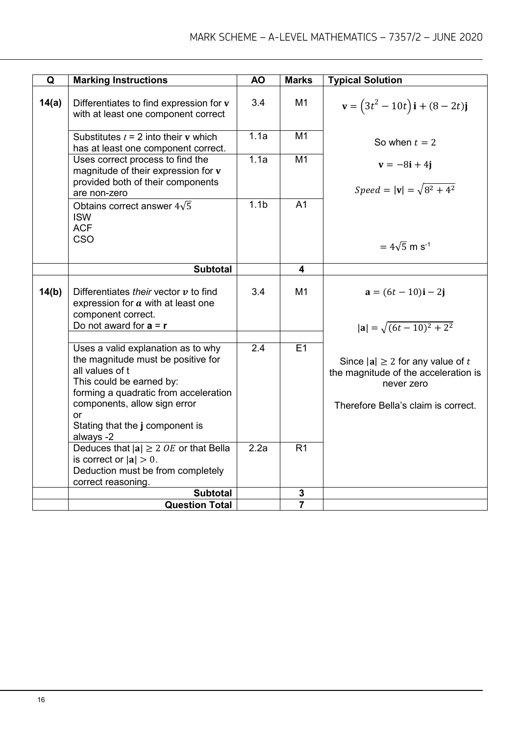| Q | Marking Instructions | AO | Marks | Typical Solution |
|---|---|---|---|---|
| **14(a)** | Differentiates to find expression for $\mathbf{v}$ with at least one component correct | 3.4 | M1 | $\mathbf{v} = \left(3t^2 - 10t\right)\mathbf{i} + (8 - 2t)\mathbf{j}$ |
| | Substitutes $t = 2$ into their $\mathbf{v}$ which has at least one component correct. | 1.1a | M1 | So when $t = 2$ |
| | Uses correct process to find the magnitude of their expression for $\mathbf{v}$ provided both of their components are non-zero | 1.1a | M1 | $\mathbf{v} = -8\mathbf{i} + 4\mathbf{j}$ <br> $Speed = \lvert\mathbf{v}\rvert = \sqrt{8^2 + 4^2}$ |
| | Obtains correct answer $4\sqrt{5}$ <br> ISW <br> ACF <br> CSO | 1.1b | A1 | $= 4\sqrt{5}$ m s$^{-1}$ |
| | **Subtotal** | | **4** | |
| **14(b)** | Differentiates *their* vector $\boldsymbol{v}$ to find expression for $\boldsymbol{a}$ with at least one component correct. <br> Do not award for $\mathbf{a} = \mathbf{r}$ | 3.4 | M1 | $\mathbf{a} = (6t - 10)\mathbf{i} - 2\mathbf{j}$ <br> $\lvert\mathbf{a}\rvert = \sqrt{(6t - 10)^2 + 2^2}$ |
| | Uses a valid explanation as to why the magnitude must be positive for all values of t <br> This could be earned by: <br> forming a quadratic from acceleration components, allow sign error <br> or <br> Stating that the **j** component is always -2 | 2.4 | E1 | Since $\lvert\mathbf{a}\rvert \geq 2$ for any value of $t$ the magnitude of the acceleration is never zero <br> Therefore Bella's claim is correct. |
| | Deduces that $\lvert\mathbf{a}\rvert \geq 2$ $OE$ or that Bella is correct or $\lvert\mathbf{a}\rvert > 0$. <br> Deduction must be from completely correct reasoning. | 2.2a | R1 | |
| | **Subtotal** | | **3** | |
| | **Question Total** | | **7** | |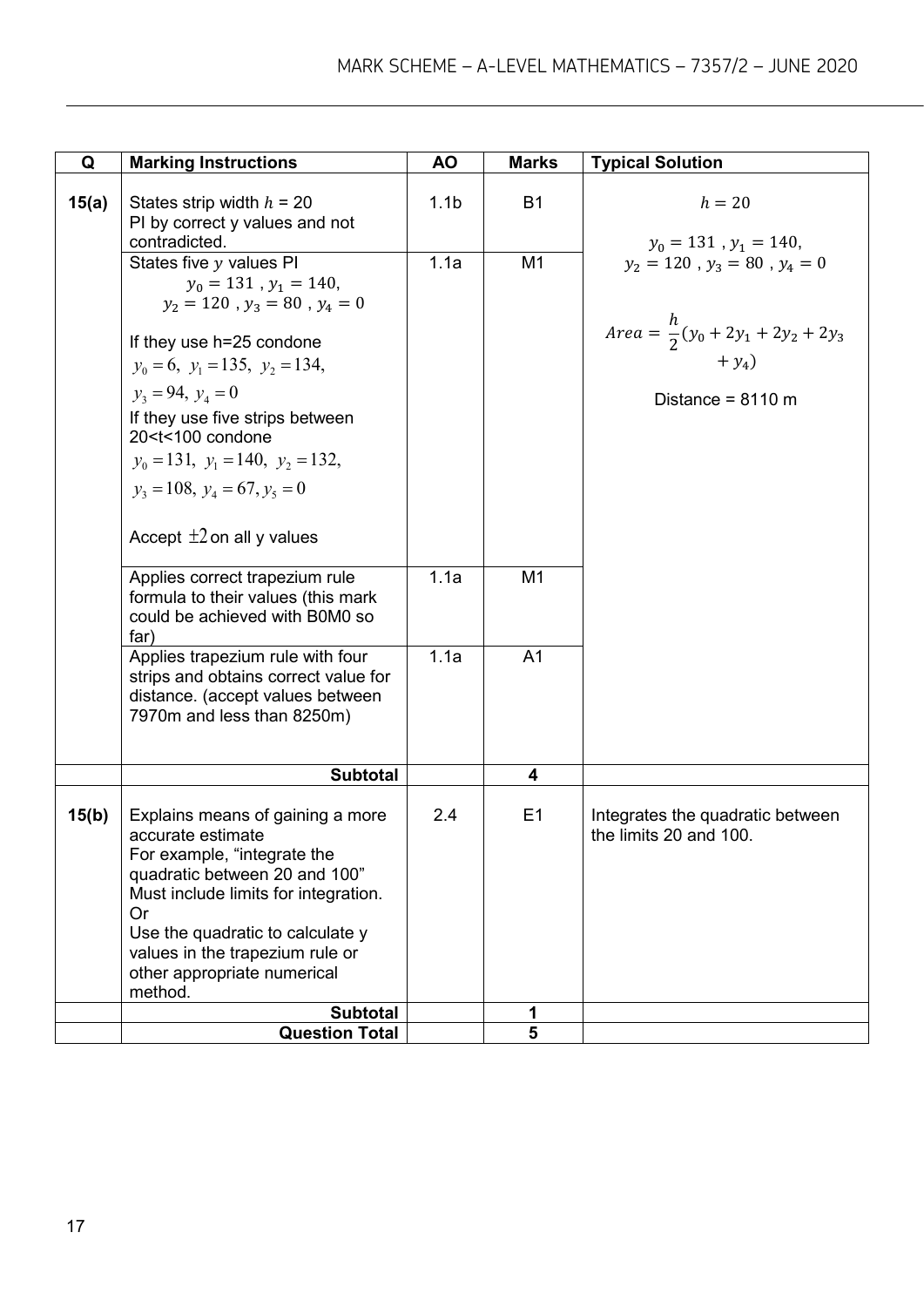| Q | Marking Instructions | AO | Marks | Typical Solution |
|---|---|---|---|---|
| **15(a)** | States strip width $h$ = 20<br>PI by correct y values and not contradicted. | 1.1b | B1 | $h = 20$<br><br>$y_0 = 131$ , $y_1 = 140$,<br>$y_2 = 120$ , $y_3 = 80$ , $y_4 = 0$<br><br>$Area = \frac{h}{2}(y_0 + 2y_1 + 2y_2 + 2y_3 + y_4)$<br><br>Distance = 8110 m |
| | States five $y$ values PI<br>$y_0 = 131$ , $y_1 = 140$,<br>$y_2 = 120$ , $y_3 = 80$ , $y_4 = 0$<br><br>If they use h=25 condone<br>$y_0 = 6,\ y_1 = 135,\ y_2 = 134,$<br>$y_3 = 94,\ y_4 = 0$<br>If they use five strips between 20<t<100 condone<br>$y_0 = 131,\ y_1 = 140,\ y_2 = 132,$<br>$y_3 = 108,\ y_4 = 67, y_5 = 0$<br><br>Accept $\pm 2$ on all y values | 1.1a | M1 | |
| | Applies correct trapezium rule formula to their values (this mark could be achieved with B0M0 so far) | 1.1a | M1 | |
| | Applies trapezium rule with four strips and obtains correct value for distance. (accept values between 7970m and less than 8250m) | 1.1a | A1 | |
| | **Subtotal** | | **4** | |
| **15(b)** | Explains means of gaining a more accurate estimate<br>For example, "integrate the quadratic between 20 and 100"<br>Must include limits for integration.<br>Or<br>Use the quadratic to calculate y values in the trapezium rule or other appropriate numerical method. | 2.4 | E1 | Integrates the quadratic between the limits 20 and 100. |
| | **Subtotal** | | **1** | |
| | **Question Total** | | **5** | |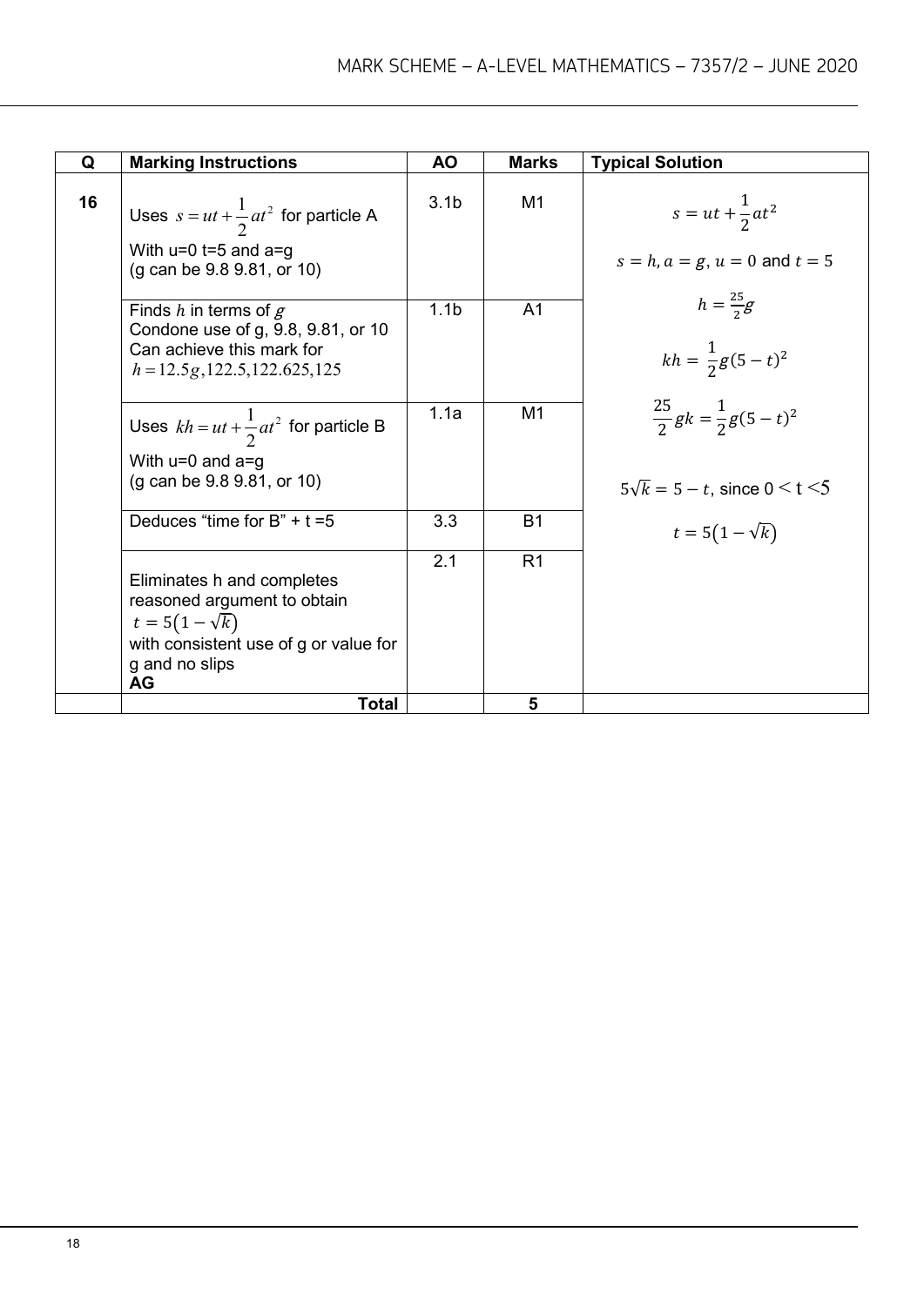| Q | Marking Instructions | AO | Marks | Typical Solution |
|---|---|---|---|---|
| 16 | Uses $s = ut + \frac{1}{2}at^2$ for particle A<br>With u=0 t=5 and a=g<br>(g can be 9.8 9.81, or 10) | 3.1b | M1 | $s = ut + \frac{1}{2}at^2$<br>$s = h, a = g, u = 0$ and $t = 5$<br>$h = \frac{25}{2}g$<br>$kh = \frac{1}{2}g(5-t)^2$<br>$\frac{25}{2}gk = \frac{1}{2}g(5-t)^2$<br>$5\sqrt{k} = 5 - t$, since $0 < t < 5$<br>$t = 5\left(1 - \sqrt{k}\right)$ |
| | Finds $h$ in terms of $g$<br>Condone use of g, 9.8, 9.81, or 10<br>Can achieve this mark for<br>$h = 12.5g, 122.5, 122.625, 125$ | 1.1b | A1 | |
| | Uses $kh = ut + \frac{1}{2}at^2$ for particle B<br>With u=0 and a=g<br>(g can be 9.8 9.81, or 10) | 1.1a | M1 | |
| | Deduces "time for B" + t =5 | 3.3 | B1 | |
| | Eliminates h and completes reasoned argument to obtain<br>$t = 5\left(1 - \sqrt{k}\right)$<br>with consistent use of g or value for g and no slips<br>**AG** | 2.1 | R1 | |
| | **Total** | | **5** | |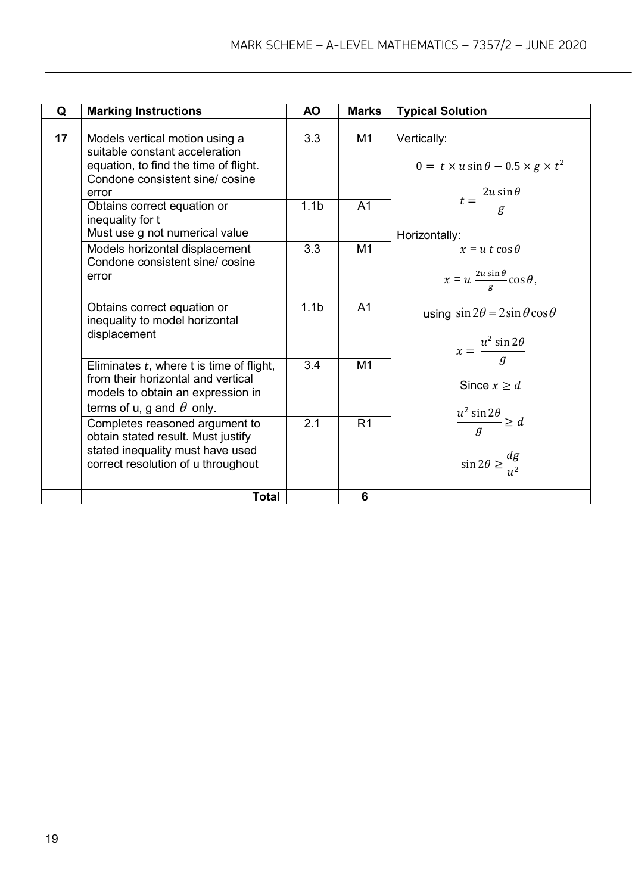| Q | Marking Instructions | AO | Marks | Typical Solution |
|---|---|---|---|---|
| 17 | Models vertical motion using a suitable constant acceleration equation, to find the time of flight. Condone consistent sine/ cosine error | 3.3 | M1 | Vertically: $0 = t \times u\sin\theta - 0.5 \times g \times t^2$ |
| | Obtains correct equation or inequality for t Must use g not numerical value | 1.1b | A1 | $t = \dfrac{2u\sin\theta}{g}$ |
| | Models horizontal displacement Condone consistent sine/ cosine error | 3.3 | M1 | Horizontally: $x = u\,t\cos\theta$ $x = u\,\frac{2u\sin\theta}{g}\cos\theta$, |
| | Obtains correct equation or inequality to model horizontal displacement | 1.1b | A1 | using $\sin 2\theta = 2\sin\theta\cos\theta$ $x = \dfrac{u^2\sin 2\theta}{g}$ |
| | Eliminates $t$, where t is time of flight, from their horizontal and vertical models to obtain an expression in terms of u, g and $\theta$ only. | 3.4 | M1 | Since $x \geq d$ |
| | Completes reasoned argument to obtain stated result. Must justify stated inequality must have used correct resolution of u throughout | 2.1 | R1 | $\dfrac{u^2\sin 2\theta}{g} \geq d$ $\sin 2\theta \geq \dfrac{dg}{u^2}$ |
| | **Total** | | **6** | |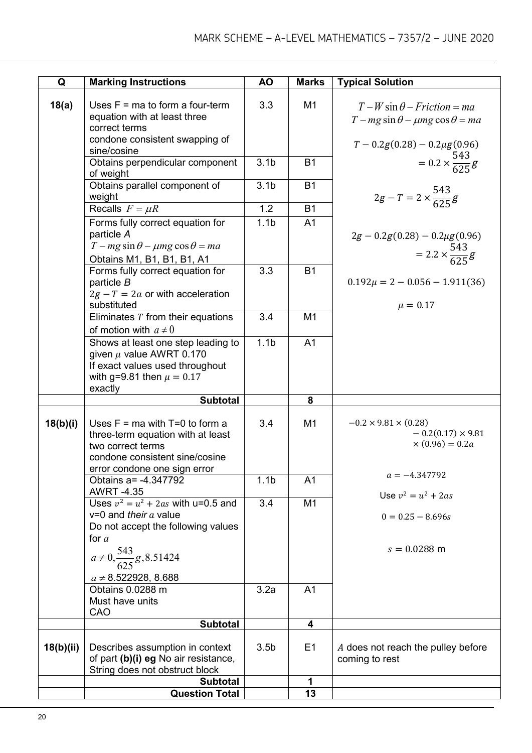| Q | Marking Instructions | AO | Marks | Typical Solution |
|---|---|---|---|---|
| **18(a)** | Uses F = ma to form a four-term equation with at least three correct terms<br>condone consistent swapping of sine/cosine | 3.3 | M1 | $T - W\sin\theta - Friction = ma$<br>$T - mg\sin\theta - \mu mg\cos\theta = ma$<br><br>$T - 0.2g(0.28) - 0.2\mu g(0.96) = 0.2 \times \frac{543}{625}g$<br><br>$2g - T = 2 \times \frac{543}{625}g$<br><br>$2g - 0.2g(0.28) - 0.2\mu g(0.96) = 2.2 \times \frac{543}{625}g$<br><br>$0.192\mu = 2 - 0.056 - 1.911(36)$<br><br>$\mu = 0.17$ |
| | Obtains perpendicular component of weight | 3.1b | B1 | |
| | Obtains parallel component of weight | 3.1b | B1 | |
| | Recalls $F = \mu R$ | 1.2 | B1 | |
| | Forms fully correct equation for particle *A*<br>$T - mg\sin\theta - \mu mg\cos\theta = ma$<br>Obtains M1, B1, B1, B1, A1 | 1.1b | A1 | |
| | Forms fully correct equation for particle *B*<br>$2g - T = 2a$ or with acceleration substituted | 3.3 | B1 | |
| | Eliminates $T$ from their equations of motion with $a \neq 0$ | 3.4 | M1 | |
| | Shows at least one step leading to given $\mu$ value AWRT 0.170<br>If exact values used throughout with g=9.81 then $\mu = 0.17$ exactly | 1.1b | A1 | |
| | **Subtotal** | | **8** | |
| **18(b)(i)** | Uses F = ma with T=0 to form a three-term equation with at least two correct terms<br>condone consistent sine/cosine error condone one sign error | 3.4 | M1 | $-0.2 \times 9.81 \times (0.28) - 0.2(0.17) \times 9.81 \times (0.96) = 0.2a$<br><br>$a = -4.347792$<br><br>Use $v^2 = u^2 + 2as$<br><br>$0 = 0.25 - 8.696s$<br><br>$s = 0.0288$ m |
| | Obtains a= -4.347792<br>AWRT -4.35 | 1.1b | A1 | |
| | Uses $v^2 = u^2 + 2as$ with u=0.5 and v=0 and *their* $a$ value<br>Do not accept the following values for $a$<br>$a \neq 0, \frac{543}{625}g, 8.51424$<br>$a \neq$ 8.522928, 8.688 | 3.4 | M1 | |
| | Obtains 0.0288 m<br>Must have units<br>CAO | 3.2a | A1 | |
| | **Subtotal** | | **4** | |
| **18(b)(ii)** | Describes assumption in context of part **(b)(i) eg** No air resistance, String does not obstruct block | 3.5b | E1 | *A* does not reach the pulley before coming to rest |
| | **Subtotal** | | **1** | |
| | **Question Total** | | **13** | |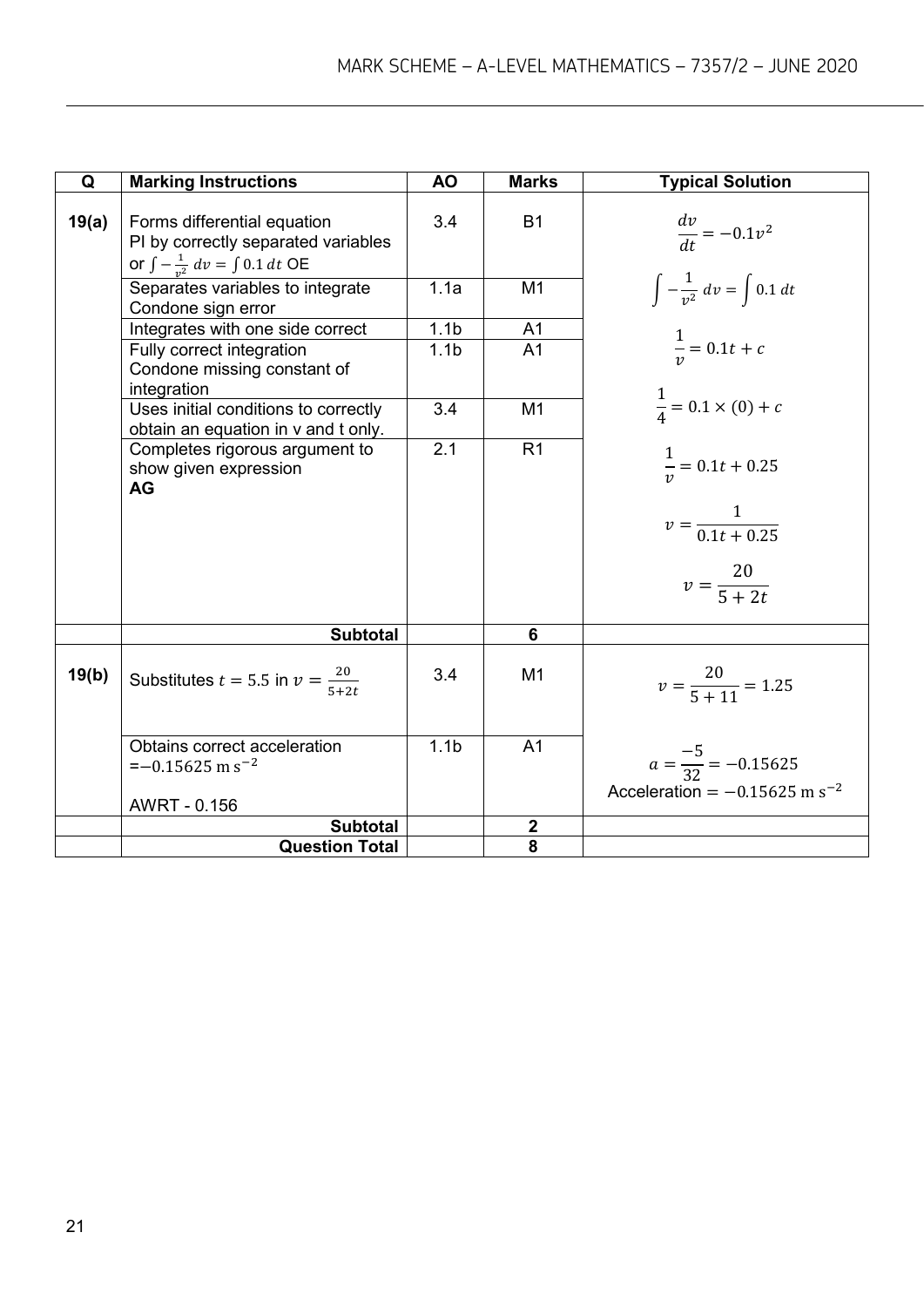| Q | Marking Instructions | AO | Marks | Typical Solution |
|---|---|---|---|---|
| 19(a) | Forms differential equation PI by correctly separated variables or $\int -\frac{1}{v^2}\,dv = \int 0.1\,dt$ OE | 3.4 | B1 | $\frac{dv}{dt} = -0.1v^2$ |
| | Separates variables to integrate Condone sign error | 1.1a | M1 | $\int -\frac{1}{v^2}\,dv = \int 0.1\,dt$ |
| | Integrates with one side correct | 1.1b | A1 | |
| | Fully correct integration Condone missing constant of integration | 1.1b | A1 | $\frac{1}{v} = 0.1t + c$ |
| | Uses initial conditions to correctly obtain an equation in v and t only. | 3.4 | M1 | $\frac{1}{4} = 0.1 \times (0) + c$ |
| | Completes rigorous argument to show given expression **AG** | 2.1 | R1 | $\frac{1}{v} = 0.1t + 0.25$ <br> $v = \frac{1}{0.1t + 0.25}$ <br> $v = \frac{20}{5 + 2t}$ |
| | **Subtotal** | | **6** | |
| 19(b) | Substitutes $t = 5.5$ in $v = \frac{20}{5+2t}$ | 3.4 | M1 | $v = \frac{20}{5 + 11} = 1.25$ |
| | Obtains correct acceleration $= -0.15625\ \text{m s}^{-2}$ <br> AWRT - 0.156 | 1.1b | A1 | $a = \frac{-5}{32} = -0.15625$ <br> Acceleration $= -0.15625\ \text{m s}^{-2}$ |
| | **Subtotal** | | **2** | |
| | **Question Total** | | **8** | |